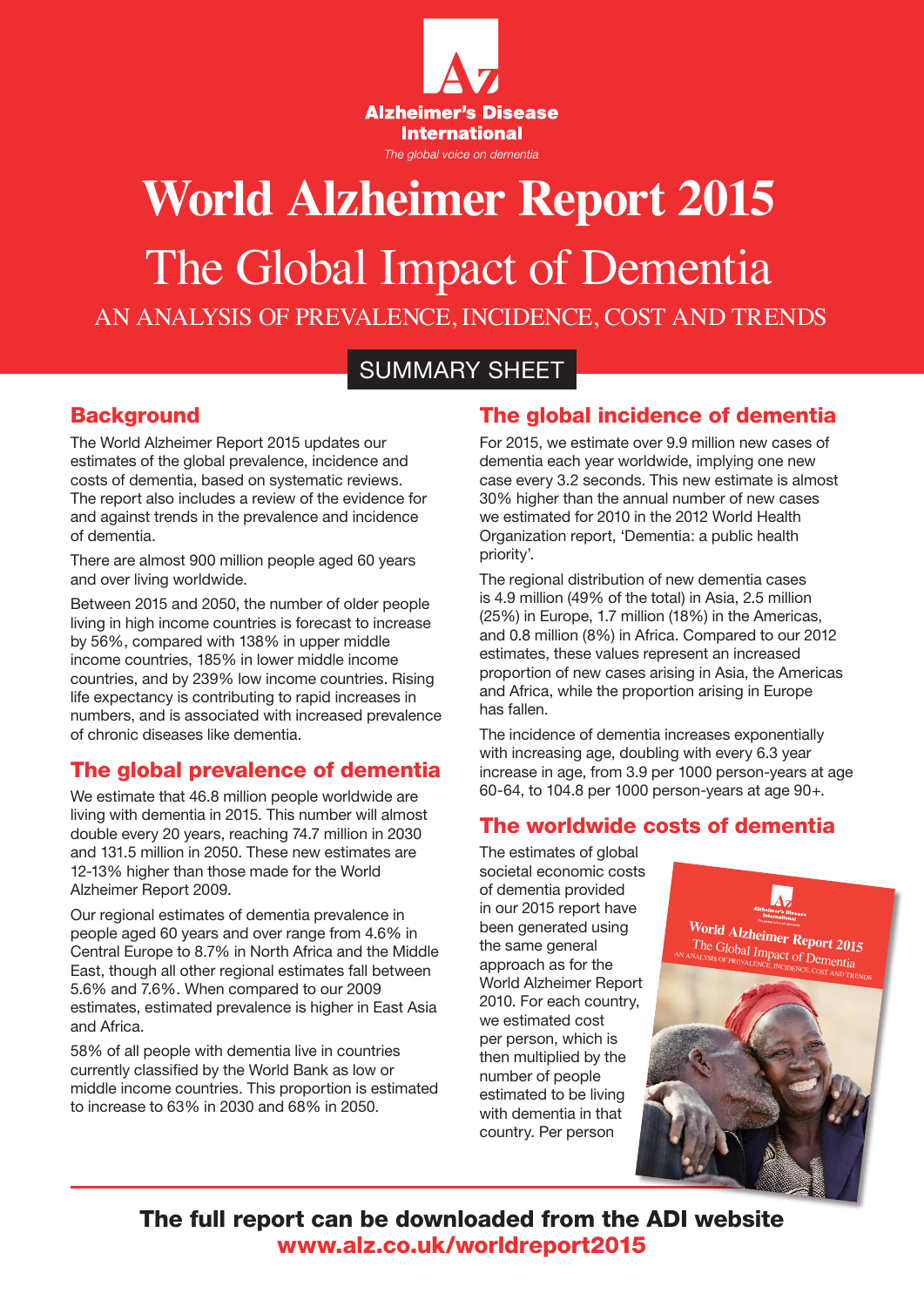Alzheimer's Disease International

*The global voice on dementia*

# World Alzheimer Report 2015

# The Global Impact of Dementia

AN ANALYSIS OF PREVALENCE, INCIDENCE, COST AND TRENDS

SUMMARY SHEET

## Background

The World Alzheimer Report 2015 updates our estimates of the global prevalence, incidence and costs of dementia, based on systematic reviews. The report also includes a review of the evidence for and against trends in the prevalence and incidence of dementia.

There are almost 900 million people aged 60 years and over living worldwide.

Between 2015 and 2050, the number of older people living in high income countries is forecast to increase by 56%, compared with 138% in upper middle income countries, 185% in lower middle income countries, and by 239% low income countries. Rising life expectancy is contributing to rapid increases in numbers, and is associated with increased prevalence of chronic diseases like dementia.

## The global prevalence of dementia

We estimate that 46.8 million people worldwide are living with dementia in 2015. This number will almost double every 20 years, reaching 74.7 million in 2030 and 131.5 million in 2050. These new estimates are 12-13% higher than those made for the World Alzheimer Report 2009.

Our regional estimates of dementia prevalence in people aged 60 years and over range from 4.6% in Central Europe to 8.7% in North Africa and the Middle East, though all other regional estimates fall between 5.6% and 7.6%. When compared to our 2009 estimates, estimated prevalence is higher in East Asia and Africa.

58% of all people with dementia live in countries currently classified by the World Bank as low or middle income countries. This proportion is estimated to increase to 63% in 2030 and 68% in 2050.

## The global incidence of dementia

For 2015, we estimate over 9.9 million new cases of dementia each year worldwide, implying one new case every 3.2 seconds. This new estimate is almost 30% higher than the annual number of new cases we estimated for 2010 in the 2012 World Health Organization report, 'Dementia: a public health priority'.

The regional distribution of new dementia cases is 4.9 million (49% of the total) in Asia, 2.5 million (25%) in Europe, 1.7 million (18%) in the Americas, and 0.8 million (8%) in Africa. Compared to our 2012 estimates, these values represent an increased proportion of new cases arising in Asia, the Americas and Africa, while the proportion arising in Europe has fallen.

The incidence of dementia increases exponentially with increasing age, doubling with every 6.3 year increase in age, from 3.9 per 1000 person-years at age 60-64, to 104.8 per 1000 person-years at age 90+.

## The worldwide costs of dementia

The estimates of global societal economic costs of dementia provided in our 2015 report have been generated using the same general approach as for the World Alzheimer Report 2010. For each country, we estimated cost per person, which is then multiplied by the number of people estimated to be living with dementia in that country. Per person

**The full report can be downloaded from the ADI website**
**www.alz.co.uk/worldreport2015**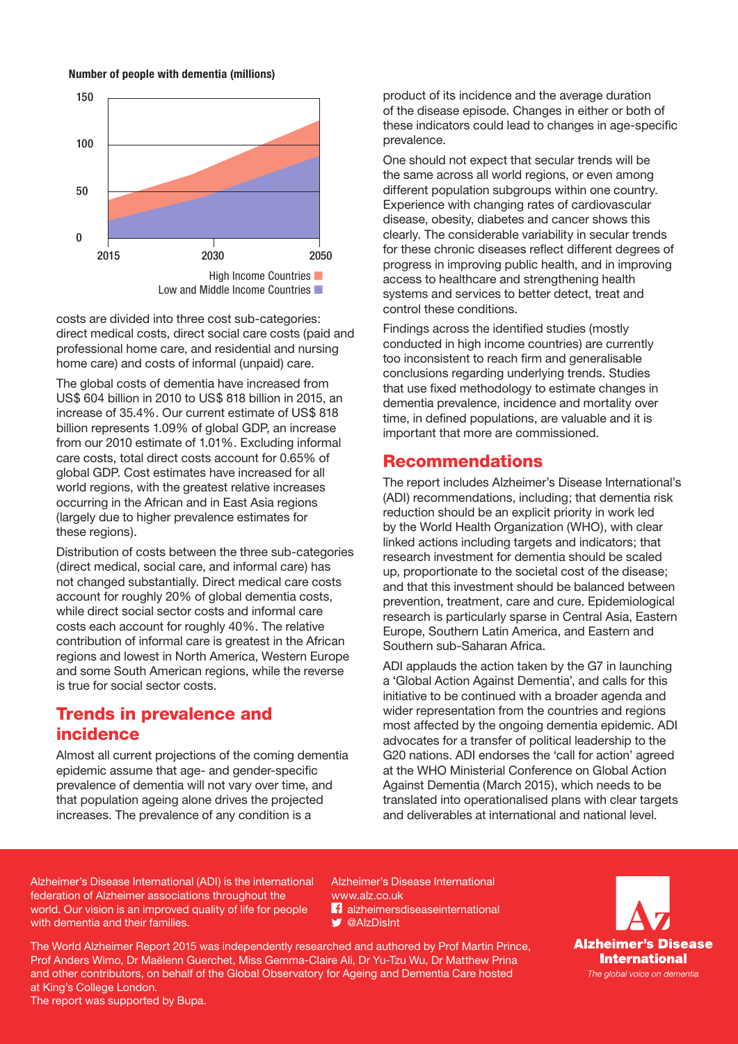**Number of people with dementia (millions)**

150

100

50

0

2015

2030

2050

High Income Countries

Low and Middle Income Countries

costs are divided into three cost sub-categories: direct medical costs, direct social care costs (paid and professional home care, and residential and nursing home care) and costs of informal (unpaid) care.

The global costs of dementia have increased from US$ 604 billion in 2010 to US$ 818 billion in 2015, an increase of 35.4%. Our current estimate of US$ 818 billion represents 1.09% of global GDP, an increase from our 2010 estimate of 1.01%. Excluding informal care costs, total direct costs account for 0.65% of global GDP. Cost estimates have increased for all world regions, with the greatest relative increases occurring in the African and in East Asia regions (largely due to higher prevalence estimates for these regions).

Distribution of costs between the three sub-categories (direct medical, social care, and informal care) has not changed substantially. Direct medical care costs account for roughly 20% of global dementia costs, while direct social sector costs and informal care costs each account for roughly 40%. The relative contribution of informal care is greatest in the African regions and lowest in North America, Western Europe and some South American regions, while the reverse is true for social sector costs.

## Trends in prevalence and incidence

Almost all current projections of the coming dementia epidemic assume that age- and gender-specific prevalence of dementia will not vary over time, and that population ageing alone drives the projected increases. The prevalence of any condition is a product of its incidence and the average duration of the disease episode. Changes in either or both of these indicators could lead to changes in age-specific prevalence.

One should not expect that secular trends will be the same across all world regions, or even among different population subgroups within one country. Experience with changing rates of cardiovascular disease, obesity, diabetes and cancer shows this clearly. The considerable variability in secular trends for these chronic diseases reflect different degrees of progress in improving public health, and in improving access to healthcare and strengthening health systems and services to better detect, treat and control these conditions.

Findings across the identified studies (mostly conducted in high income countries) are currently too inconsistent to reach firm and generalisable conclusions regarding underlying trends. Studies that use fixed methodology to estimate changes in dementia prevalence, incidence and mortality over time, in defined populations, are valuable and it is important that more are commissioned.

## Recommendations

The report includes Alzheimer's Disease International's (ADI) recommendations, including; that dementia risk reduction should be an explicit priority in work led by the World Health Organization (WHO), with clear linked actions including targets and indicators; that research investment for dementia should be scaled up, proportionate to the societal cost of the disease; and that this investment should be balanced between prevention, treatment, care and cure. Epidemiological research is particularly sparse in Central Asia, Eastern Europe, Southern Latin America, and Eastern and Southern sub-Saharan Africa.

ADI applauds the action taken by the G7 in launching a 'Global Action Against Dementia', and calls for this initiative to be continued with a broader agenda and wider representation from the countries and regions most affected by the ongoing dementia epidemic. ADI advocates for a transfer of political leadership to the G20 nations. ADI endorses the 'call for action' agreed at the WHO Ministerial Conference on Global Action Against Dementia (March 2015), which needs to be translated into operationalised plans with clear targets and deliverables at international and national level.

Alzheimer's Disease International (ADI) is the international federation of Alzheimer associations throughout the world. Our vision is an improved quality of life for people with dementia and their families.

Alzheimer's Disease International
www.alz.co.uk
alzheimersdiseaseinternational
@AlzDisInt

The World Alzheimer Report 2015 was independently researched and authored by Prof Martin Prince, Prof Anders Wimo, Dr Maëlenn Guerchet, Miss Gemma-Claire Ali, Dr Yu-Tzu Wu, Dr Matthew Prina and other contributors, on behalf of the Global Observatory for Ageing and Dementia Care hosted at King's College London.
The report was supported by Bupa.

**Alzheimer's Disease International**
*The global voice on dementia*